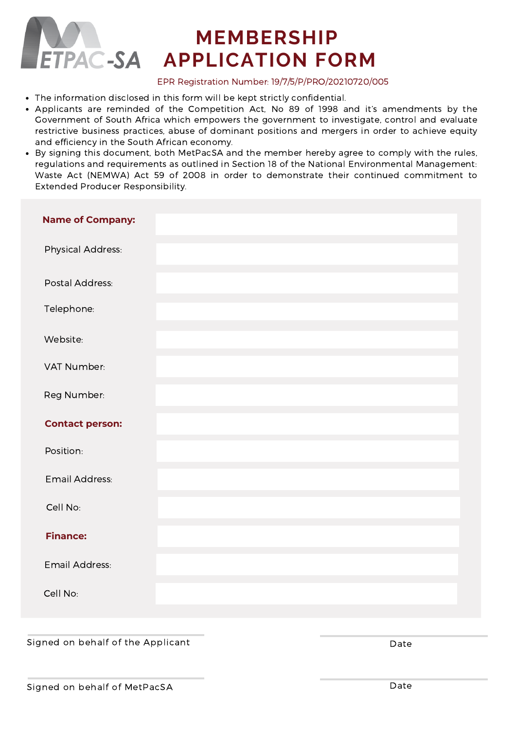# MEMBERSHIP APPLICATION FORM

EPR Registration Number: 19/7/5/P/PRO/20210720/005

- The information disclosed in this form will be kept strictly confidential.
- Applicants are reminded of the Competition Act, No 89 of 1998 and it's amendments by the Government of South Africa which empowers the government to investigate, control and evaluate restrictive business practices, abuse of dominant positions and mergers in order to achieve equity and efficiency in the South African economy.
- By signing this document, both MetPacSA and the member hereby agree to comply with the rules, regulations and requirements as outlined in Section 18 of the National Environmental Management: Waste Act (NEMWA) Act 59 of 2008 in order to demonstrate their continued commitment to Extended Producer Responsibility.

| | |
|---|---|
| **Name of Company:** | |
| Physical Address: | |
| Postal Address: | |
| Telephone: | |
| Website: | |
| VAT Number: | |
| Reg Number: | |
| **Contact person:** | |
| Position: | |
| Email Address: | |
| Cell No: | |
| **Finance:** | |
| Email Address: | |
| Cell No: | |

Signed on behalf of the Applicant &nbsp;&nbsp;&nbsp;&nbsp;&nbsp;&nbsp;&nbsp;&nbsp; Date

Signed on behalf of MetPacSA &nbsp;&nbsp;&nbsp;&nbsp;&nbsp;&nbsp;&nbsp;&nbsp; Date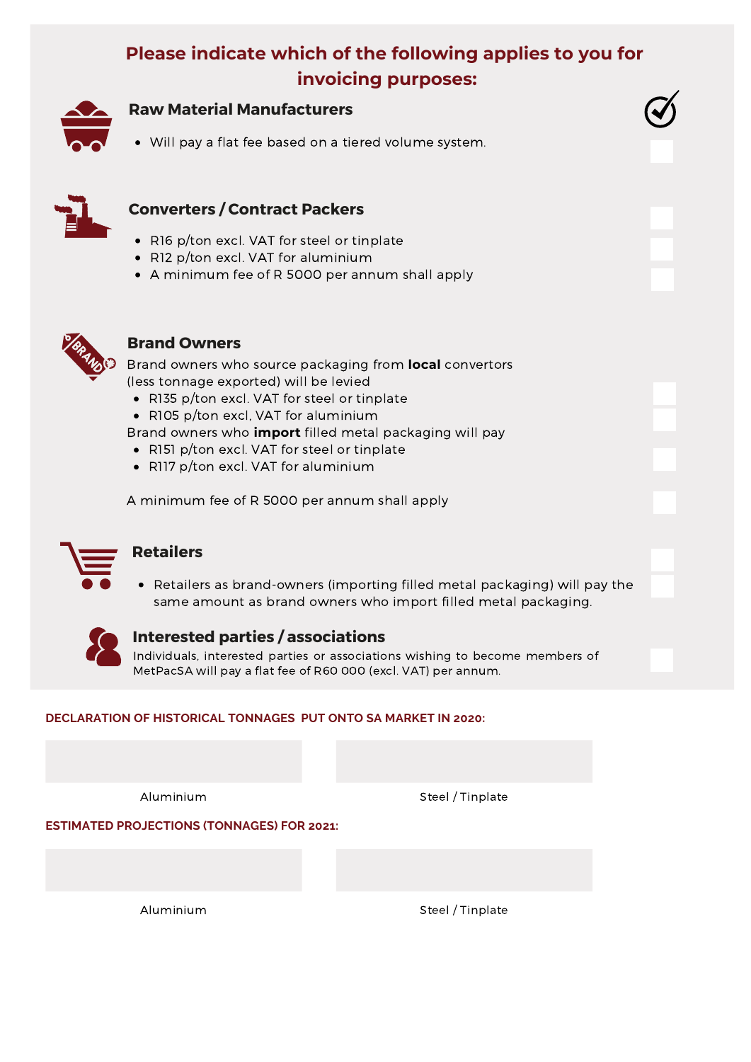## Please indicate which of the following applies to you for invoicing purposes:

### Raw Material Manufacturers

- Will pay a flat fee based on a tiered volume system.

### Converters / Contract Packers

- R16 p/ton excl. VAT for steel or tinplate
- R12 p/ton excl. VAT for aluminium
- A minimum fee of R 5000 per annum shall apply

### Brand Owners

Brand owners who source packaging from **local** convertors (less tonnage exported) will be levied

- R135 p/ton excl. VAT for steel or tinplate
- R105 p/ton excl, VAT for aluminium

Brand owners who **import** filled metal packaging will pay

- R151 p/ton excl. VAT for steel or tinplate
- R117 p/ton excl. VAT for aluminium

A minimum fee of R 5000 per annum shall apply

### Retailers

- Retailers as brand-owners (importing filled metal packaging) will pay the same amount as brand owners who import filled metal packaging.

### Interested parties / associations

Individuals, interested parties or associations wishing to become members of MetPacSA will pay a flat fee of R60 000 (excl. VAT) per annum.

**DECLARATION OF HISTORICAL TONNAGES PUT ONTO SA MARKET IN 2020:**

Aluminium

Steel / Tinplate

**ESTIMATED PROJECTIONS (TONNAGES) FOR 2021:**

Aluminium

Steel / Tinplate